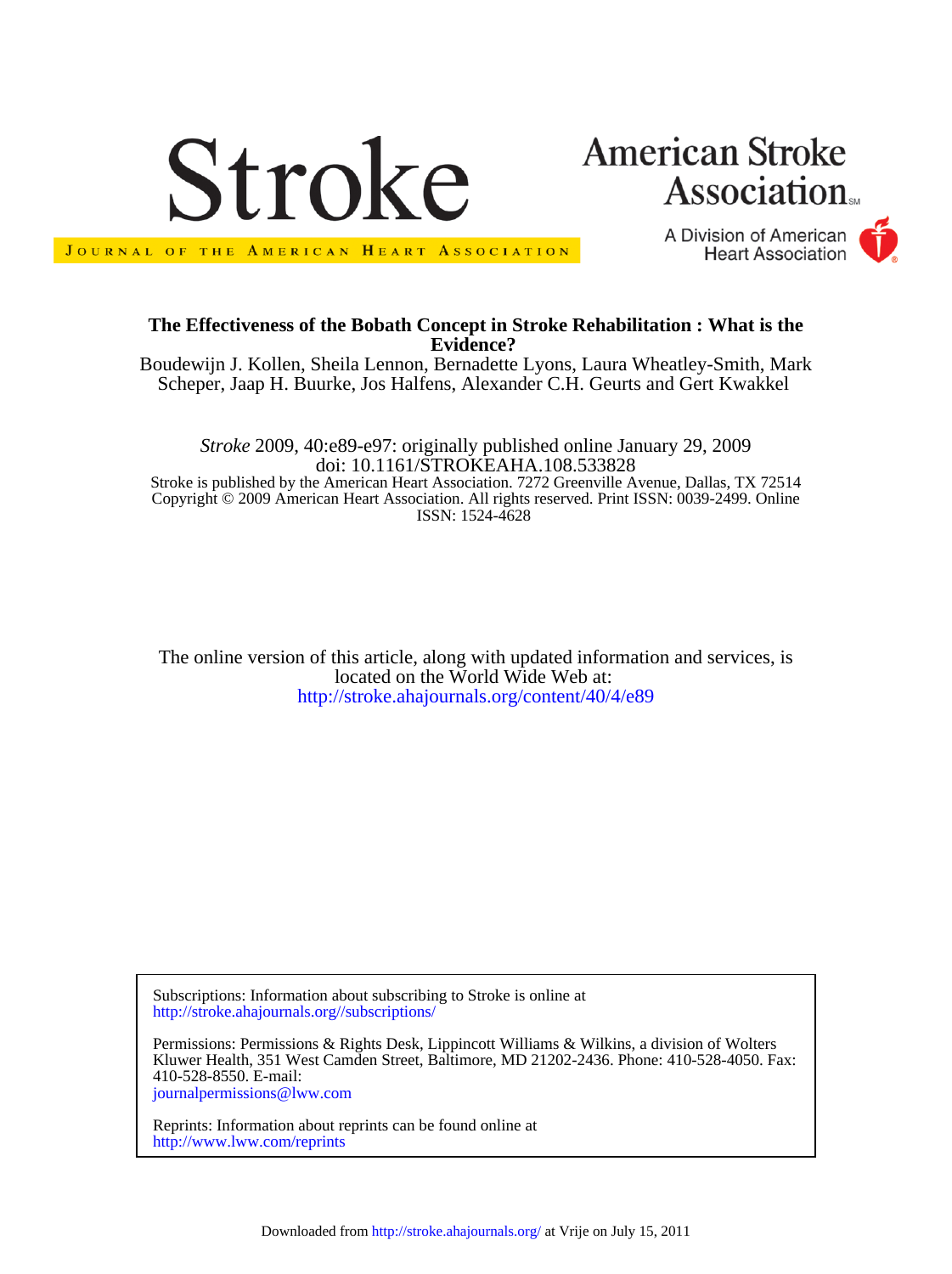Stroke

JOURNAL OF THE AMERICAN HEART ASSOCIATION

American Stroke Association

A Division of American Heart Association

# The Effectiveness of the Bobath Concept in Stroke Rehabilitation : What is the Evidence?

Boudewijn J. Kollen, Sheila Lennon, Bernadette Lyons, Laura Wheatley-Smith, Mark Scheper, Jaap H. Buurke, Jos Halfens, Alexander C.H. Geurts and Gert Kwakkel

*Stroke* 2009, 40:e89-e97: originally published online January 29, 2009

doi: 10.1161/STROKEAHA.108.533828

Stroke is published by the American Heart Association. 7272 Greenville Avenue, Dallas, TX 72514

Copyright © 2009 American Heart Association. All rights reserved. Print ISSN: 0039-2499. Online ISSN: 1524-4628

The online version of this article, along with updated information and services, is located on the World Wide Web at:

http://stroke.ahajournals.org/content/40/4/e89

Subscriptions: Information about subscribing to Stroke is online at
http://stroke.ahajournals.org//subscriptions/

Permissions: Permissions & Rights Desk, Lippincott Williams & Wilkins, a division of Wolters Kluwer Health, 351 West Camden Street, Baltimore, MD 21202-2436. Phone: 410-528-4050. Fax: 410-528-8550. E-mail:
journalpermissions@lww.com

Reprints: Information about reprints can be found online at
http://www.lww.com/reprints

Downloaded from http://stroke.ahajournals.org/ at Vrije on July 15, 2011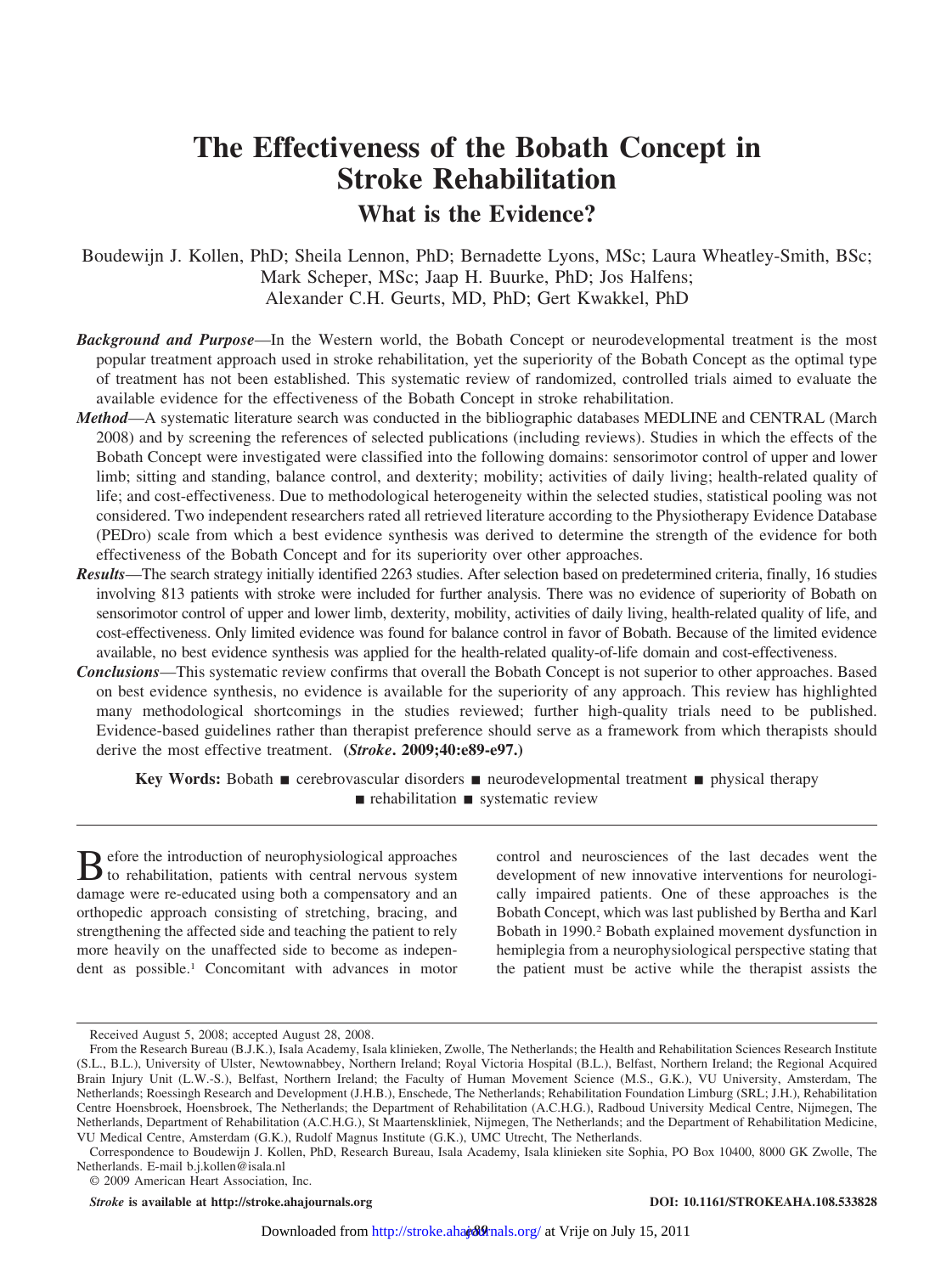# The Effectiveness of the Bobath Concept in Stroke Rehabilitation

## What is the Evidence?

Boudewijn J. Kollen, PhD; Sheila Lennon, PhD; Bernadette Lyons, MSc; Laura Wheatley-Smith, BSc; Mark Scheper, MSc; Jaap H. Buurke, PhD; Jos Halfens; Alexander C.H. Geurts, MD, PhD; Gert Kwakkel, PhD

***Background and Purpose***—In the Western world, the Bobath Concept or neurodevelopmental treatment is the most popular treatment approach used in stroke rehabilitation, yet the superiority of the Bobath Concept as the optimal type of treatment has not been established. This systematic review of randomized, controlled trials aimed to evaluate the available evidence for the effectiveness of the Bobath Concept in stroke rehabilitation.

***Method***—A systematic literature search was conducted in the bibliographic databases MEDLINE and CENTRAL (March 2008) and by screening the references of selected publications (including reviews). Studies in which the effects of the Bobath Concept were investigated were classified into the following domains: sensorimotor control of upper and lower limb; sitting and standing, balance control, and dexterity; mobility; activities of daily living; health-related quality of life; and cost-effectiveness. Due to methodological heterogeneity within the selected studies, statistical pooling was not considered. Two independent researchers rated all retrieved literature according to the Physiotherapy Evidence Database (PEDro) scale from which a best evidence synthesis was derived to determine the strength of the evidence for both effectiveness of the Bobath Concept and for its superiority over other approaches.

***Results***—The search strategy initially identified 2263 studies. After selection based on predetermined criteria, finally, 16 studies involving 813 patients with stroke were included for further analysis. There was no evidence of superiority of Bobath on sensorimotor control of upper and lower limb, dexterity, mobility, activities of daily living, health-related quality of life, and cost-effectiveness. Only limited evidence was found for balance control in favor of Bobath. Because of the limited evidence available, no best evidence synthesis was applied for the health-related quality-of-life domain and cost-effectiveness.

***Conclusions***—This systematic review confirms that overall the Bobath Concept is not superior to other approaches. Based on best evidence synthesis, no evidence is available for the superiority of any approach. This review has highlighted many methodological shortcomings in the studies reviewed; further high-quality trials need to be published. Evidence-based guidelines rather than therapist preference should serve as a framework from which therapists should derive the most effective treatment. **(*Stroke*. 2009;40:e89-e97.)**

**Key Words:** Bobath ■ cerebrovascular disorders ■ neurodevelopmental treatment ■ physical therapy ■ rehabilitation ■ systematic review

Before the introduction of neurophysiological approaches to rehabilitation, patients with central nervous system damage were re-educated using both a compensatory and an orthopedic approach consisting of stretching, bracing, and strengthening the affected side and teaching the patient to rely more heavily on the unaffected side to become as independent as possible.[1] Concomitant with advances in motor control and neurosciences of the last decades went the development of new innovative interventions for neurologically impaired patients. One of these approaches is the Bobath Concept, which was last published by Bertha and Karl Bobath in 1990.[2] Bobath explained movement dysfunction in hemiplegia from a neurophysiological perspective stating that the patient must be active while the therapist assists the

Received August 5, 2008; accepted August 28, 2008.

From the Research Bureau (B.J.K.), Isala Academy, Isala klinieken, Zwolle, The Netherlands; the Health and Rehabilitation Sciences Research Institute (S.L., B.L.), University of Ulster, Newtownabbey, Northern Ireland; Royal Victoria Hospital (B.L.), Belfast, Northern Ireland; the Regional Acquired Brain Injury Unit (L.W.-S.), Belfast, Northern Ireland; the Faculty of Human Movement Science (M.S., G.K.), VU University, Amsterdam, The Netherlands; Roessingh Research and Development (J.H.B.), Enschede, The Netherlands; Rehabilitation Foundation Limburg (SRL; J.H.), Rehabilitation Centre Hoensbroek, Hoensbroek, The Netherlands; the Department of Rehabilitation (A.C.H.G.), Radboud University Medical Centre, Nijmegen, The Netherlands, Department of Rehabilitation (A.C.H.G.), St Maartenskliniek, Nijmegen, The Netherlands; and the Department of Rehabilitation Medicine, VU Medical Centre, Amsterdam (G.K.), Rudolf Magnus Institute (G.K.), UMC Utrecht, The Netherlands.

Correspondence to Boudewijn J. Kollen, PhD, Research Bureau, Isala Academy, Isala klinieken site Sophia, PO Box 10400, 8000 GK Zwolle, The Netherlands. E-mail b.j.kollen@isala.nl

© 2009 American Heart Association, Inc.

*Stroke* is available at http://stroke.ahajournals.org DOI: 10.1161/STROKEAHA.108.533828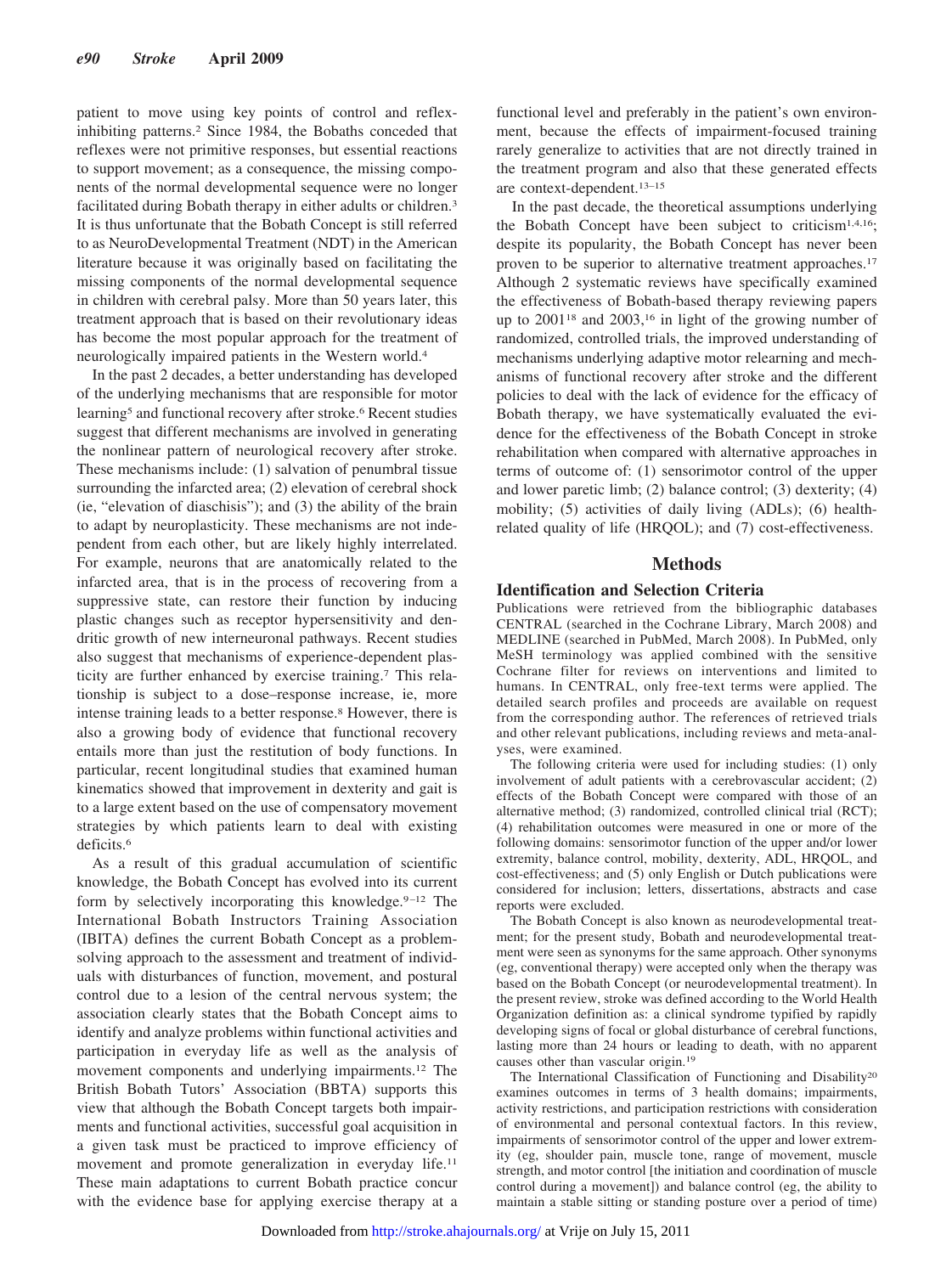patient to move using key points of control and reflex-inhibiting patterns.[2] Since 1984, the Bobaths conceded that reflexes were not primitive responses, but essential reactions to support movement; as a consequence, the missing components of the normal developmental sequence were no longer facilitated during Bobath therapy in either adults or children.[3] It is thus unfortunate that the Bobath Concept is still referred to as NeuroDevelopmental Treatment (NDT) in the American literature because it was originally based on facilitating the missing components of the normal developmental sequence in children with cerebral palsy. More than 50 years later, this treatment approach that is based on their revolutionary ideas has become the most popular approach for the treatment of neurologically impaired patients in the Western world.[4]

In the past 2 decades, a better understanding has developed of the underlying mechanisms that are responsible for motor learning[5] and functional recovery after stroke.[6] Recent studies suggest that different mechanisms are involved in generating the nonlinear pattern of neurological recovery after stroke. These mechanisms include: (1) salvation of penumbral tissue surrounding the infarcted area; (2) elevation of cerebral shock (ie, "elevation of diaschisis"); and (3) the ability of the brain to adapt by neuroplasticity. These mechanisms are not independent from each other, but are likely highly interrelated. For example, neurons that are anatomically related to the infarcted area, that is in the process of recovering from a suppressive state, can restore their function by inducing plastic changes such as receptor hypersensitivity and dendritic growth of new interneuronal pathways. Recent studies also suggest that mechanisms of experience-dependent plasticity are further enhanced by exercise training.[7] This relationship is subject to a dose–response increase, ie, more intense training leads to a better response.[8] However, there is also a growing body of evidence that functional recovery entails more than just the restitution of body functions. In particular, recent longitudinal studies that examined human kinematics showed that improvement in dexterity and gait is to a large extent based on the use of compensatory movement strategies by which patients learn to deal with existing deficits.[6]

As a result of this gradual accumulation of scientific knowledge, the Bobath Concept has evolved into its current form by selectively incorporating this knowledge.[9–12] The International Bobath Instructors Training Association (IBITA) defines the current Bobath Concept as a problem-solving approach to the assessment and treatment of individuals with disturbances of function, movement, and postural control due to a lesion of the central nervous system; the association clearly states that the Bobath Concept aims to identify and analyze problems within functional activities and participation in everyday life as well as the analysis of movement components and underlying impairments.[12] The British Bobath Tutors' Association (BBTA) supports this view that although the Bobath Concept targets both impairments and functional activities, successful goal acquisition in a given task must be practiced to improve efficiency of movement and promote generalization in everyday life.[11] These main adaptations to current Bobath practice concur with the evidence base for applying exercise therapy at a functional level and preferably in the patient's own environment, because the effects of impairment-focused training rarely generalize to activities that are not directly trained in the treatment program and also that these generated effects are context-dependent.[13–15]

In the past decade, the theoretical assumptions underlying the Bobath Concept have been subject to criticism[1,4,16]; despite its popularity, the Bobath Concept has never been proven to be superior to alternative treatment approaches.[17] Although 2 systematic reviews have specifically examined the effectiveness of Bobath-based therapy reviewing papers up to 2001[18] and 2003,[16] in light of the growing number of randomized, controlled trials, the improved understanding of mechanisms underlying adaptive motor relearning and mechanisms of functional recovery after stroke and the different policies to deal with the lack of evidence for the efficacy of Bobath therapy, we have systematically evaluated the evidence for the effectiveness of the Bobath Concept in stroke rehabilitation when compared with alternative approaches in terms of outcome of: (1) sensorimotor control of the upper and lower paretic limb; (2) balance control; (3) dexterity; (4) mobility; (5) activities of daily living (ADLs); (6) health-related quality of life (HRQOL); and (7) cost-effectiveness.

## Methods

### Identification and Selection Criteria

Publications were retrieved from the bibliographic databases CENTRAL (searched in the Cochrane Library, March 2008) and MEDLINE (searched in PubMed, March 2008). In PubMed, only MeSH terminology was applied combined with the sensitive Cochrane filter for reviews on interventions and limited to humans. In CENTRAL, only free-text terms were applied. The detailed search profiles and proceeds are available on request from the corresponding author. The references of retrieved trials and other relevant publications, including reviews and meta-analyses, were examined.

The following criteria were used for including studies: (1) only involvement of adult patients with a cerebrovascular accident; (2) effects of the Bobath Concept were compared with those of an alternative method; (3) randomized, controlled clinical trial (RCT); (4) rehabilitation outcomes were measured in one or more of the following domains: sensorimotor function of the upper and/or lower extremity, balance control, mobility, dexterity, ADL, HRQOL, and cost-effectiveness; and (5) only English or Dutch publications were considered for inclusion; letters, dissertations, abstracts and case reports were excluded.

The Bobath Concept is also known as neurodevelopmental treatment; for the present study, Bobath and neurodevelopmental treatment were seen as synonyms for the same approach. Other synonyms (eg, conventional therapy) were accepted only when the therapy was based on the Bobath Concept (or neurodevelopmental treatment). In the present review, stroke was defined according to the World Health Organization definition as: a clinical syndrome typified by rapidly developing signs of focal or global disturbance of cerebral functions, lasting more than 24 hours or leading to death, with no apparent causes other than vascular origin.[19]

The International Classification of Functioning and Disability[20] examines outcomes in terms of 3 health domains; impairments, activity restrictions, and participation restrictions with consideration of environmental and personal contextual factors. In this review, impairments of sensorimotor control of the upper and lower extremity (eg, shoulder pain, muscle tone, range of movement, muscle strength, and motor control [the initiation and coordination of muscle control during a movement]) and balance control (eg, the ability to maintain a stable sitting or standing posture over a period of time)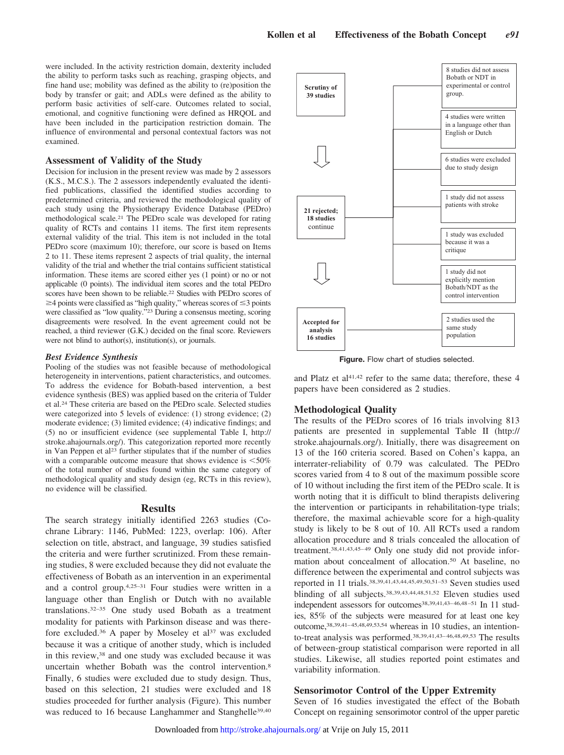were included. In the activity restriction domain, dexterity included the ability to perform tasks such as reaching, grasping objects, and fine hand use; mobility was defined as the ability to (re)position the body by transfer or gait; and ADLs were defined as the ability to perform basic activities of self-care. Outcomes related to social, emotional, and cognitive functioning were defined as HRQOL and have been included in the participation restriction domain. The influence of environmental and personal contextual factors was not examined.

### Assessment of Validity of the Study

Decision for inclusion in the present review was made by 2 assessors (K.S., M.C.S.). The 2 assessors independently evaluated the identified publications, classified the identified studies according to predetermined criteria, and reviewed the methodological quality of each study using the Physiotherapy Evidence Database (PEDro) methodological scale.[21] The PEDro scale was developed for rating quality of RCTs and contains 11 items. The first item represents external validity of the trial. This item is not included in the total PEDro score (maximum 10); therefore, our score is based on Items 2 to 11. These items represent 2 aspects of trial quality, the internal validity of the trial and whether the trial contains sufficient statistical information. These items are scored either yes (1 point) or no or not applicable (0 points). The individual item scores and the total PEDro scores have been shown to be reliable.[22] Studies with PEDro scores of ≥4 points were classified as "high quality," whereas scores of ≤3 points were classified as "low quality."[23] During a consensus meeting, scoring disagreements were resolved. In the event agreement could not be reached, a third reviewer (G.K.) decided on the final score. Reviewers were not blind to author(s), institution(s), or journals.

#### *Best Evidence Synthesis*

Pooling of the studies was not feasible because of methodological heterogeneity in interventions, patient characteristics, and outcomes. To address the evidence for Bobath-based intervention, a best evidence synthesis (BES) was applied based on the criteria of Tulder et al.[24] These criteria are based on the PEDro scale. Selected studies were categorized into 5 levels of evidence: (1) strong evidence; (2) moderate evidence; (3) limited evidence; (4) indicative findings; and (5) no or insufficient evidence (see supplemental Table I, http://stroke.ahajournals.org/). This categorization reported more recently in Van Peppen et al[23] further stipulates that if the number of studies with a comparable outcome measure that shows evidence is <50% of the total number of studies found within the same category of methodological quality and study design (eg, RCTs in this review), no evidence will be classified.

## Results

The search strategy initially identified 2263 studies (Cochrane Library: 1146, PubMed: 1223, overlap: 106). After selection on title, abstract, and language, 39 studies satisfied the criteria and were further scrutinized. From these remaining studies, 8 were excluded because they did not evaluate the effectiveness of Bobath as an intervention in an experimental and a control group.[4,25–31] Four studies were written in a language other than English or Dutch with no available translations.[32–35] One study used Bobath as a treatment modality for patients with Parkinson disease and was therefore excluded.[36] A paper by Moseley et al[37] was excluded because it was a critique of another study, which is included in this review,[38] and one study was excluded because it was uncertain whether Bobath was the control intervention.[8] Finally, 6 studies were excluded due to study design. Thus, based on this selection, 21 studies were excluded and 18 studies proceeded for further analysis (Figure). This number was reduced to 16 because Langhammer and Stanghelle[39,40] and Platz et al[41,42] refer to the same data; therefore, these 4 papers have been considered as 2 studies.

**Scrutiny of 39 studies**
↓
**21 rejected; 18 studies continue**
↓
**Accepted for analysis 16 studies**

- 8 studies did not assess Bobath or NDT in experimental or control group.
- 4 studies were written in a language other than English or Dutch
- 6 studies were excluded due to study design
- 1 study did not assess patients with stroke
- 1 study was excluded because it was a critique
- 1 study did not explicitly mention Bobath/NDT as the control intervention
- 2 studies used the same study population

**Figure.** Flow chart of studies selected.

### Methodological Quality

The results of the PEDro scores of 16 trials involving 813 patients are presented in supplemental Table II (http://stroke.ahajournals.org/). Initially, there was disagreement on 13 of the 160 criteria scored. Based on Cohen's kappa, an interrater-reliability of 0.79 was calculated. The PEDro scores varied from 4 to 8 out of the maximum possible score of 10 without including the first item of the PEDro scale. It is worth noting that it is difficult to blind therapists delivering the intervention or participants in rehabilitation-type trials; therefore, the maximal achievable score for a high-quality study is likely to be 8 out of 10. All RCTs used a random allocation procedure and 8 trials concealed the allocation of treatment.[38,41,43,45–49] Only one study did not provide information about concealment of allocation.[50] At baseline, no difference between the experimental and control subjects was reported in 11 trials.[38,39,41,43,44,45,49,50,51–53] Seven studies used blinding of all subjects.[38,39,43,44,48,51,52] Eleven studies used independent assessors for outcomes[38,39,41,43–46,48–51] In 11 studies, 85% of the subjects were measured for at least one key outcome,[38,39,41–45,48,49,53,54] whereas in 10 studies, an intention-to-treat analysis was performed.[38,39,41,43–46,48,49,53] The results of between-group statistical comparison were reported in all studies. Likewise, all studies reported point estimates and variability information.

### Sensorimotor Control of the Upper Extremity

Seven of 16 studies investigated the effect of the Bobath Concept on regaining sensorimotor control of the upper paretic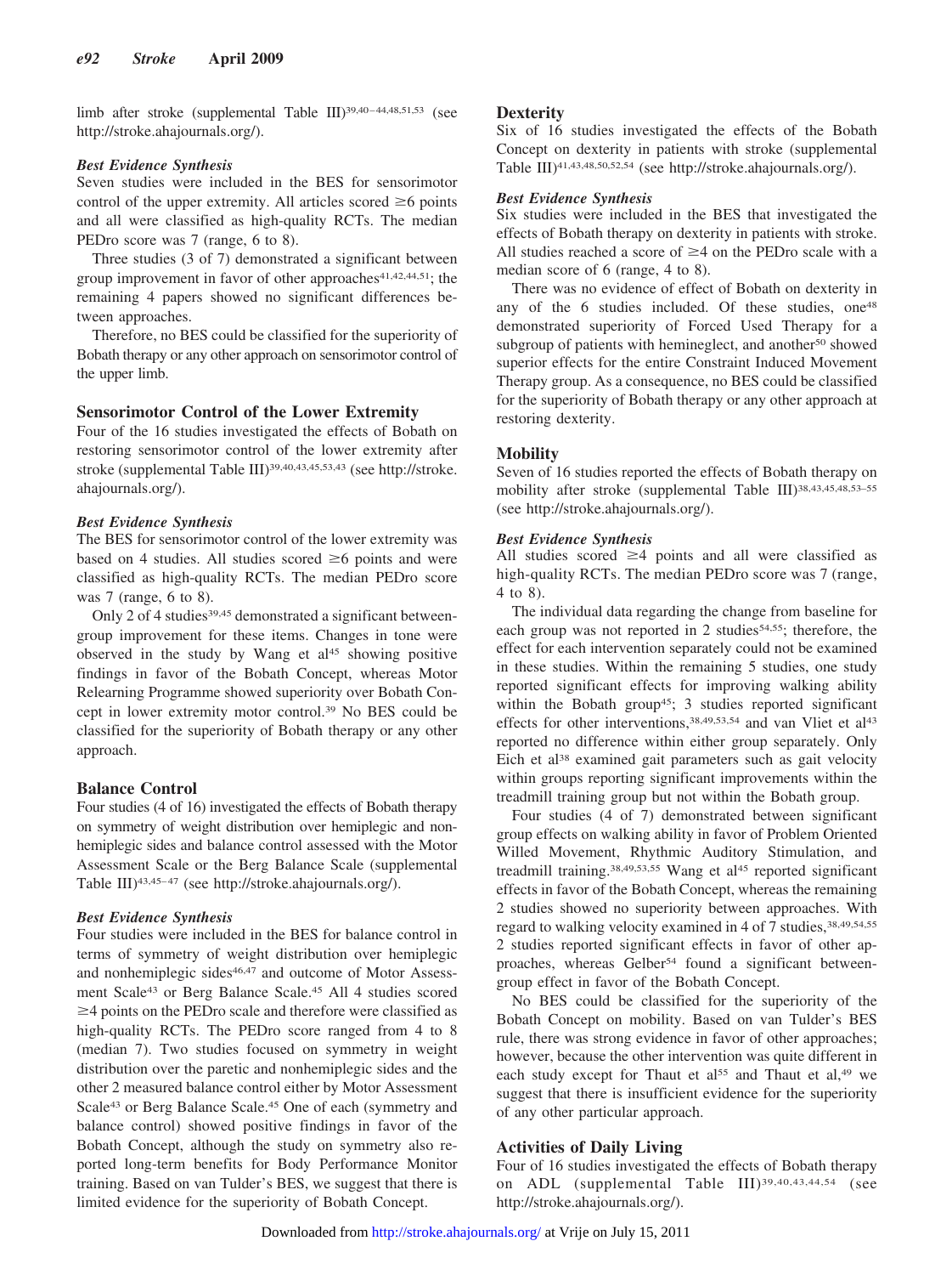limb after stroke (supplemental Table III)[39,40–44,48,51,53] (see http://stroke.ahajournals.org/).

### *Best Evidence Synthesis*

Seven studies were included in the BES for sensorimotor control of the upper extremity. All articles scored ≥6 points and all were classified as high-quality RCTs. The median PEDro score was 7 (range, 6 to 8).

Three studies (3 of 7) demonstrated a significant between group improvement in favor of other approaches[41,42,44,51]; the remaining 4 papers showed no significant differences between approaches.

Therefore, no BES could be classified for the superiority of Bobath therapy or any other approach on sensorimotor control of the upper limb.

## Sensorimotor Control of the Lower Extremity

Four of the 16 studies investigated the effects of Bobath on restoring sensorimotor control of the lower extremity after stroke (supplemental Table III)[39,40,43,45,53,43] (see http://stroke.ahajournals.org/).

### *Best Evidence Synthesis*

The BES for sensorimotor control of the lower extremity was based on 4 studies. All studies scored ≥6 points and were classified as high-quality RCTs. The median PEDro score was 7 (range, 6 to 8).

Only 2 of 4 studies[39,45] demonstrated a significant between-group improvement for these items. Changes in tone were observed in the study by Wang et al[45] showing positive findings in favor of the Bobath Concept, whereas Motor Relearning Programme showed superiority over Bobath Concept in lower extremity motor control.[39] No BES could be classified for the superiority of Bobath therapy or any other approach.

## Balance Control

Four studies (4 of 16) investigated the effects of Bobath therapy on symmetry of weight distribution over hemiplegic and nonhemiplegic sides and balance control assessed with the Motor Assessment Scale or the Berg Balance Scale (supplemental Table III)[43,45–47] (see http://stroke.ahajournals.org/).

### *Best Evidence Synthesis*

Four studies were included in the BES for balance control in terms of symmetry of weight distribution over hemiplegic and nonhemiplegic sides[46,47] and outcome of Motor Assessment Scale[43] or Berg Balance Scale.[45] All 4 studies scored ≥4 points on the PEDro scale and therefore were classified as high-quality RCTs. The PEDro score ranged from 4 to 8 (median 7). Two studies focused on symmetry in weight distribution over the paretic and nonhemiplegic sides and the other 2 measured balance control either by Motor Assessment Scale[43] or Berg Balance Scale.[45] One of each (symmetry and balance control) showed positive findings in favor of the Bobath Concept, although the study on symmetry also reported long-term benefits for Body Performance Monitor training. Based on van Tulder's BES, we suggest that there is limited evidence for the superiority of Bobath Concept.

## Dexterity

Six of 16 studies investigated the effects of the Bobath Concept on dexterity in patients with stroke (supplemental Table III)[41,43,48,50,52,54] (see http://stroke.ahajournals.org/).

### *Best Evidence Synthesis*

Six studies were included in the BES that investigated the effects of Bobath therapy on dexterity in patients with stroke. All studies reached a score of ≥4 on the PEDro scale with a median score of 6 (range, 4 to 8).

There was no evidence of effect of Bobath on dexterity in any of the 6 studies included. Of these studies, one[48] demonstrated superiority of Forced Used Therapy for a subgroup of patients with hemineglect, and another[50] showed superior effects for the entire Constraint Induced Movement Therapy group. As a consequence, no BES could be classified for the superiority of Bobath therapy or any other approach at restoring dexterity.

## Mobility

Seven of 16 studies reported the effects of Bobath therapy on mobility after stroke (supplemental Table III)[38,43,45,48,53–55] (see http://stroke.ahajournals.org/).

### *Best Evidence Synthesis*

All studies scored ≥4 points and all were classified as high-quality RCTs. The median PEDro score was 7 (range, 4 to 8).

The individual data regarding the change from baseline for each group was not reported in 2 studies[54,55]; therefore, the effect for each intervention separately could not be examined in these studies. Within the remaining 5 studies, one study reported significant effects for improving walking ability within the Bobath group[45]; 3 studies reported significant effects for other interventions,[38,49,53,54] and van Vliet et al[43] reported no difference within either group separately. Only Eich et al[38] examined gait parameters such as gait velocity within groups reporting significant improvements within the treadmill training group but not within the Bobath group.

Four studies (4 of 7) demonstrated between significant group effects on walking ability in favor of Problem Oriented Willed Movement, Rhythmic Auditory Stimulation, and treadmill training.[38,49,53,55] Wang et al[45] reported significant effects in favor of the Bobath Concept, whereas the remaining 2 studies showed no superiority between approaches. With regard to walking velocity examined in 4 of 7 studies,[38,49,54,55] 2 studies reported significant effects in favor of other approaches, whereas Gelber[54] found a significant between-group effect in favor of the Bobath Concept.

No BES could be classified for the superiority of the Bobath Concept on mobility. Based on van Tulder's BES rule, there was strong evidence in favor of other approaches; however, because the other intervention was quite different in each study except for Thaut et al[55] and Thaut et al,[49] we suggest that there is insufficient evidence for the superiority of any other particular approach.

## Activities of Daily Living

Four of 16 studies investigated the effects of Bobath therapy on ADL (supplemental Table III)[39,40,43,44,54] (see http://stroke.ahajournals.org/).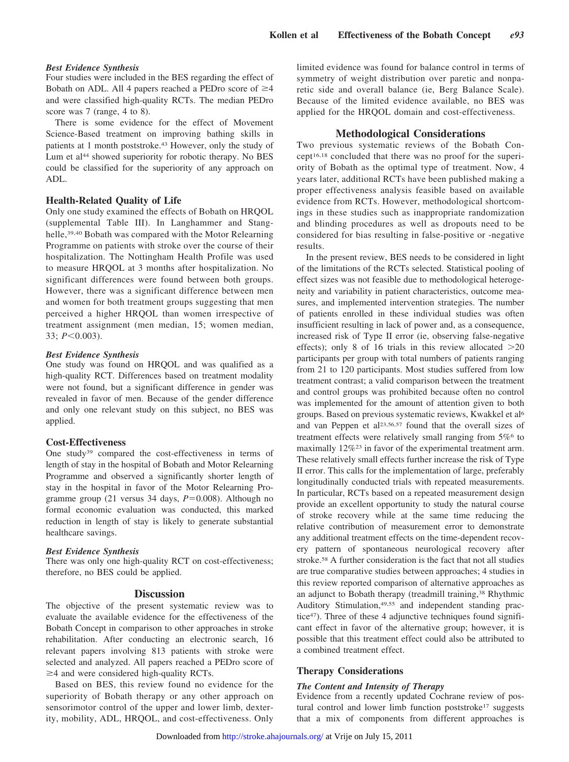#### Best Evidence Synthesis

Four studies were included in the BES regarding the effect of Bobath on ADL. All 4 papers reached a PEDro score of ≥4 and were classified high-quality RCTs. The median PEDro score was 7 (range, 4 to 8).

There is some evidence for the effect of Movement Science-Based treatment on improving bathing skills in patients at 1 month poststroke.[43] However, only the study of Lum et al[44] showed superiority for robotic therapy. No BES could be classified for the superiority of any approach on ADL.

### Health-Related Quality of Life

Only one study examined the effects of Bobath on HRQOL (supplemental Table III). In Langhammer and Stanghelle,[39,40] Bobath was compared with the Motor Relearning Programme on patients with stroke over the course of their hospitalization. The Nottingham Health Profile was used to measure HRQOL at 3 months after hospitalization. No significant differences were found between both groups. However, there was a significant difference between men and women for both treatment groups suggesting that men perceived a higher HRQOL than women irrespective of treatment assignment (men median, 15; women median, 33; $P<0.003$).

#### Best Evidence Synthesis

One study was found on HRQOL and was qualified as a high-quality RCT. Differences based on treatment modality were not found, but a significant difference in gender was revealed in favor of men. Because of the gender difference and only one relevant study on this subject, no BES was applied.

### Cost-Effectiveness

One study[39] compared the cost-effectiveness in terms of length of stay in the hospital of Bobath and Motor Relearning Programme and observed a significantly shorter length of stay in the hospital in favor of the Motor Relearning Programme group (21 versus 34 days, $P=0.008$). Although no formal economic evaluation was conducted, this marked reduction in length of stay is likely to generate substantial healthcare savings.

#### Best Evidence Synthesis

There was only one high-quality RCT on cost-effectiveness; therefore, no BES could be applied.

## Discussion

The objective of the present systematic review was to evaluate the available evidence for the effectiveness of the Bobath Concept in comparison to other approaches in stroke rehabilitation. After conducting an electronic search, 16 relevant papers involving 813 patients with stroke were selected and analyzed. All papers reached a PEDro score of ≥4 and were considered high-quality RCTs.

Based on BES, this review found no evidence for the superiority of Bobath therapy or any other approach on sensorimotor control of the upper and lower limb, dexterity, mobility, ADL, HRQOL, and cost-effectiveness. Only limited evidence was found for balance control in terms of symmetry of weight distribution over paretic and nonparetic side and overall balance (ie, Berg Balance Scale). Because of the limited evidence available, no BES was applied for the HRQOL domain and cost-effectiveness.

## Methodological Considerations

Two previous systematic reviews of the Bobath Concept[16,18] concluded that there was no proof for the superiority of Bobath as the optimal type of treatment. Now, 4 years later, additional RCTs have been published making a proper effectiveness analysis feasible based on available evidence from RCTs. However, methodological shortcomings in these studies such as inappropriate randomization and blinding procedures as well as dropouts need to be considered for bias resulting in false-positive or -negative results.

In the present review, BES needs to be considered in light of the limitations of the RCTs selected. Statistical pooling of effect sizes was not feasible due to methodological heterogeneity and variability in patient characteristics, outcome measures, and implemented intervention strategies. The number of patients enrolled in these individual studies was often insufficient resulting in lack of power and, as a consequence, increased risk of Type II error (ie, observing false-negative effects); only 8 of 16 trials in this review allocated >20 participants per group with total numbers of patients ranging from 21 to 120 participants. Most studies suffered from low treatment contrast; a valid comparison between the treatment and control groups was prohibited because often no control was implemented for the amount of attention given to both groups. Based on previous systematic reviews, Kwakkel et al[6] and van Peppen et al[23,56,57] found that the overall sizes of treatment effects were relatively small ranging from 5%[6] to maximally 12%[23] in favor of the experimental treatment arm. These relatively small effects further increase the risk of Type II error. This calls for the implementation of large, preferably longitudinally conducted trials with repeated measurements. In particular, RCTs based on a repeated measurement design provide an excellent opportunity to study the natural course of stroke recovery while at the same time reducing the relative contribution of measurement error to demonstrate any additional treatment effects on the time-dependent recovery pattern of spontaneous neurological recovery after stroke.[58] A further consideration is the fact that not all studies are true comparative studies between approaches; 4 studies in this review reported comparison of alternative approaches as an adjunct to Bobath therapy (treadmill training,[38] Rhythmic Auditory Stimulation,[49,55] and independent standing practice[47]). Three of these 4 adjunctive techniques found significant effect in favor of the alternative group; however, it is possible that this treatment effect could also be attributed to a combined treatment effect.

## Therapy Considerations

#### The Content and Intensity of Therapy

Evidence from a recently updated Cochrane review of postural control and lower limb function poststroke[17] suggests that a mix of components from different approaches is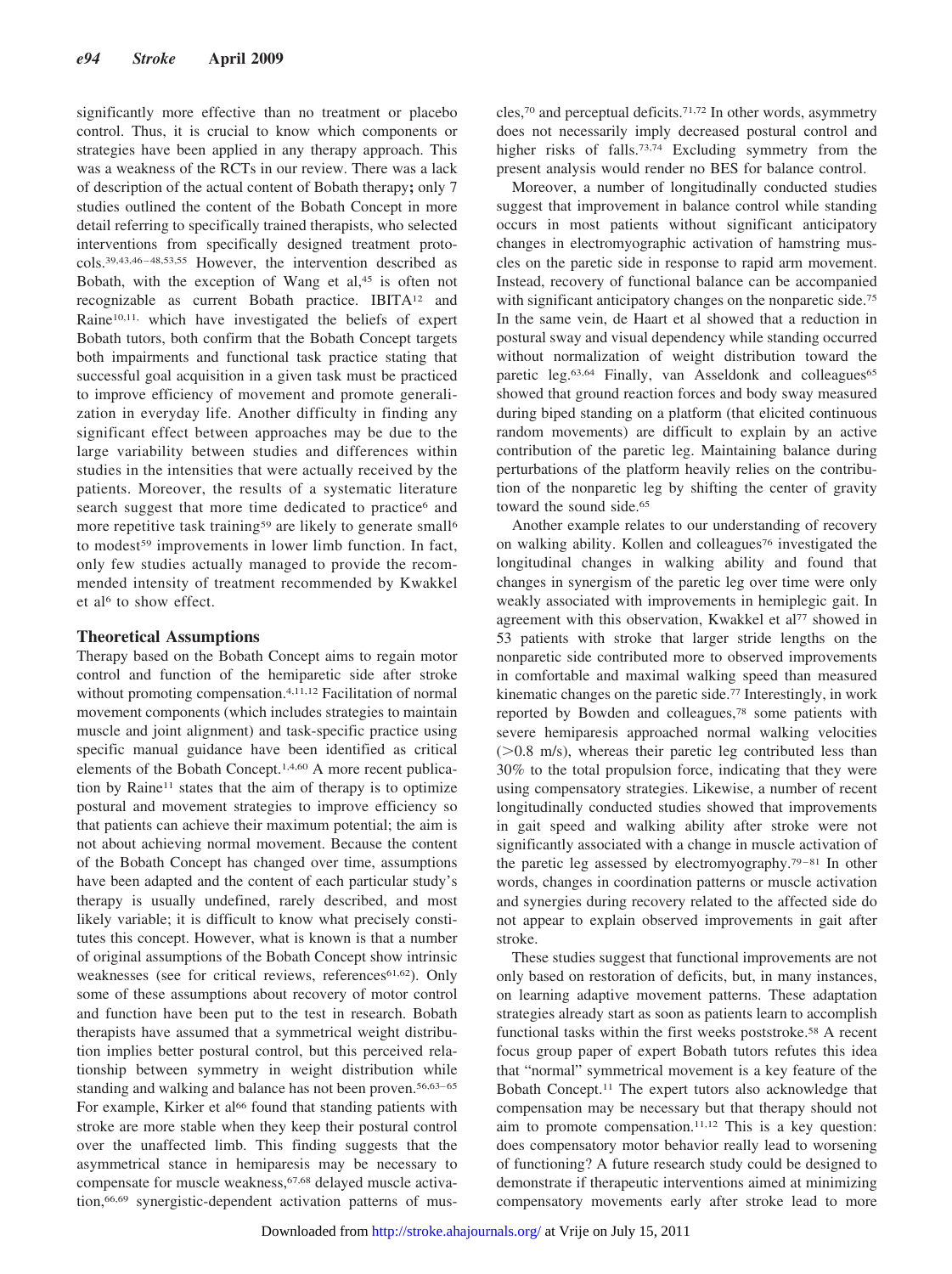significantly more effective than no treatment or placebo control. Thus, it is crucial to know which components or strategies have been applied in any therapy approach. This was a weakness of the RCTs in our review. There was a lack of description of the actual content of Bobath therapy**;** only 7 studies outlined the content of the Bobath Concept in more detail referring to specifically trained therapists, who selected interventions from specifically designed treatment protocols.[39,43,46–48,53,55] However, the intervention described as Bobath, with the exception of Wang et al,[45] is often not recognizable as current Bobath practice. IBITA[12] and Raine[10,11.] which have investigated the beliefs of expert Bobath tutors, both confirm that the Bobath Concept targets both impairments and functional task practice stating that successful goal acquisition in a given task must be practiced to improve efficiency of movement and promote generalization in everyday life. Another difficulty in finding any significant effect between approaches may be due to the large variability between studies and differences within studies in the intensities that were actually received by the patients. Moreover, the results of a systematic literature search suggest that more time dedicated to practice[6] and more repetitive task training[59] are likely to generate small[6] to modest[59] improvements in lower limb function. In fact, only few studies actually managed to provide the recommended intensity of treatment recommended by Kwakkel et al[6] to show effect.

## Theoretical Assumptions

Therapy based on the Bobath Concept aims to regain motor control and function of the hemiparetic side after stroke without promoting compensation.[4,11,12] Facilitation of normal movement components (which includes strategies to maintain muscle and joint alignment) and task-specific practice using specific manual guidance have been identified as critical elements of the Bobath Concept.[1,4,60] A more recent publication by Raine[11] states that the aim of therapy is to optimize postural and movement strategies to improve efficiency so that patients can achieve their maximum potential; the aim is not about achieving normal movement. Because the content of the Bobath Concept has changed over time, assumptions have been adapted and the content of each particular study's therapy is usually undefined, rarely described, and most likely variable; it is difficult to know what precisely constitutes this concept. However, what is known is that a number of original assumptions of the Bobath Concept show intrinsic weaknesses (see for critical reviews, references[61,62]). Only some of these assumptions about recovery of motor control and function have been put to the test in research. Bobath therapists have assumed that a symmetrical weight distribution implies better postural control, but this perceived relationship between symmetry in weight distribution while standing and walking and balance has not been proven.[56,63–65] For example, Kirker et al[66] found that standing patients with stroke are more stable when they keep their postural control over the unaffected limb. This finding suggests that the asymmetrical stance in hemiparesis may be necessary to compensate for muscle weakness,[67,68] delayed muscle activation,[66,69] synergistic-dependent activation patterns of muscles,[70] and perceptual deficits.[71,72] In other words, asymmetry does not necessarily imply decreased postural control and higher risks of falls.[73,74] Excluding symmetry from the present analysis would render no BES for balance control.

Moreover, a number of longitudinally conducted studies suggest that improvement in balance control while standing occurs in most patients without significant anticipatory changes in electromyographic activation of hamstring muscles on the paretic side in response to rapid arm movement. Instead, recovery of functional balance can be accompanied with significant anticipatory changes on the nonparetic side.[75] In the same vein, de Haart et al showed that a reduction in postural sway and visual dependency while standing occurred without normalization of weight distribution toward the paretic leg.[63,64] Finally, van Asseldonk and colleagues[65] showed that ground reaction forces and body sway measured during biped standing on a platform (that elicited continuous random movements) are difficult to explain by an active contribution of the paretic leg. Maintaining balance during perturbations of the platform heavily relies on the contribution of the nonparetic leg by shifting the center of gravity toward the sound side.[65]

Another example relates to our understanding of recovery on walking ability. Kollen and colleagues[76] investigated the longitudinal changes in walking ability and found that changes in synergism of the paretic leg over time were only weakly associated with improvements in hemiplegic gait. In agreement with this observation, Kwakkel et al[77] showed in 53 patients with stroke that larger stride lengths on the nonparetic side contributed more to observed improvements in comfortable and maximal walking speed than measured kinematic changes on the paretic side.[77] Interestingly, in work reported by Bowden and colleagues,[78] some patients with severe hemiparesis approached normal walking velocities (>0.8 m/s), whereas their paretic leg contributed less than 30% to the total propulsion force, indicating that they were using compensatory strategies. Likewise, a number of recent longitudinally conducted studies showed that improvements in gait speed and walking ability after stroke were not significantly associated with a change in muscle activation of the paretic leg assessed by electromyography.[79–81] In other words, changes in coordination patterns or muscle activation and synergies during recovery related to the affected side do not appear to explain observed improvements in gait after stroke.

These studies suggest that functional improvements are not only based on restoration of deficits, but, in many instances, on learning adaptive movement patterns. These adaptation strategies already start as soon as patients learn to accomplish functional tasks within the first weeks poststroke.[58] A recent focus group paper of expert Bobath tutors refutes this idea that "normal" symmetrical movement is a key feature of the Bobath Concept.[11] The expert tutors also acknowledge that compensation may be necessary but that therapy should not aim to promote compensation.[11,12] This is a key question: does compensatory motor behavior really lead to worsening of functioning? A future research study could be designed to demonstrate if therapeutic interventions aimed at minimizing compensatory movements early after stroke lead to more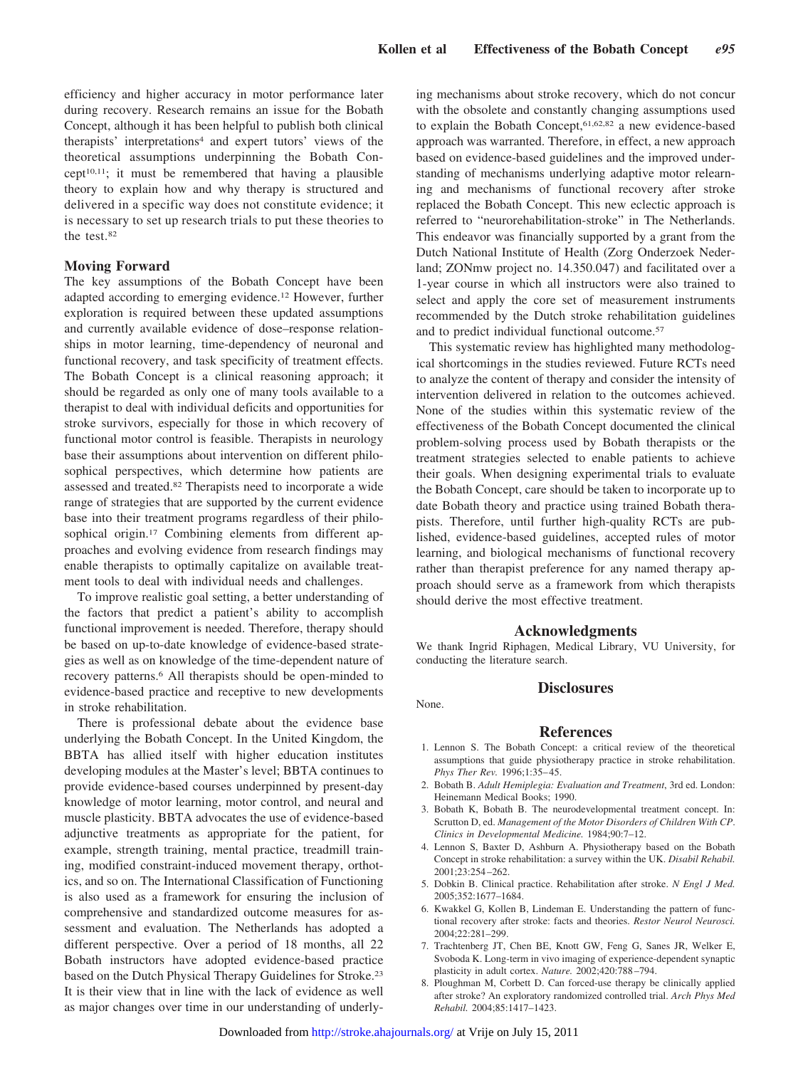efficiency and higher accuracy in motor performance later during recovery. Research remains an issue for the Bobath Concept, although it has been helpful to publish both clinical therapists' interpretations[4] and expert tutors' views of the theoretical assumptions underpinning the Bobath Concept[10,11]; it must be remembered that having a plausible theory to explain how and why therapy is structured and delivered in a specific way does not constitute evidence; it is necessary to set up research trials to put these theories to the test.[82]

## Moving Forward

The key assumptions of the Bobath Concept have been adapted according to emerging evidence.[12] However, further exploration is required between these updated assumptions and currently available evidence of dose–response relationships in motor learning, time-dependency of neuronal and functional recovery, and task specificity of treatment effects. The Bobath Concept is a clinical reasoning approach; it should be regarded as only one of many tools available to a therapist to deal with individual deficits and opportunities for stroke survivors, especially for those in which recovery of functional motor control is feasible. Therapists in neurology base their assumptions about intervention on different philosophical perspectives, which determine how patients are assessed and treated.[82] Therapists need to incorporate a wide range of strategies that are supported by the current evidence base into their treatment programs regardless of their philosophical origin.[17] Combining elements from different approaches and evolving evidence from research findings may enable therapists to optimally capitalize on available treatment tools to deal with individual needs and challenges.

To improve realistic goal setting, a better understanding of the factors that predict a patient's ability to accomplish functional improvement is needed. Therefore, therapy should be based on up-to-date knowledge of evidence-based strategies as well as on knowledge of the time-dependent nature of recovery patterns.[6] All therapists should be open-minded to evidence-based practice and receptive to new developments in stroke rehabilitation.

There is professional debate about the evidence base underlying the Bobath Concept. In the United Kingdom, the BBTA has allied itself with higher education institutes developing modules at the Master's level; BBTA continues to provide evidence-based courses underpinned by present-day knowledge of motor learning, motor control, and neural and muscle plasticity. BBTA advocates the use of evidence-based adjunctive treatments as appropriate for the patient, for example, strength training, mental practice, treadmill training, modified constraint-induced movement therapy, orthotics, and so on. The International Classification of Functioning is also used as a framework for ensuring the inclusion of comprehensive and standardized outcome measures for assessment and evaluation. The Netherlands has adopted a different perspective. Over a period of 18 months, all 22 Bobath instructors have adopted evidence-based practice based on the Dutch Physical Therapy Guidelines for Stroke.[23] It is their view that in line with the lack of evidence as well as major changes over time in our understanding of underlying mechanisms about stroke recovery, which do not concur with the obsolete and constantly changing assumptions used to explain the Bobath Concept,[61,62,82] a new evidence-based approach was warranted. Therefore, in effect, a new approach based on evidence-based guidelines and the improved understanding of mechanisms underlying adaptive motor relearning and mechanisms of functional recovery after stroke replaced the Bobath Concept. This new eclectic approach is referred to "neurorehabilitation-stroke" in The Netherlands. This endeavor was financially supported by a grant from the Dutch National Institute of Health (Zorg Onderzoek Nederland; ZONmw project no. 14.350.047) and facilitated over a 1-year course in which all instructors were also trained to select and apply the core set of measurement instruments recommended by the Dutch stroke rehabilitation guidelines and to predict individual functional outcome.[57]

This systematic review has highlighted many methodological shortcomings in the studies reviewed. Future RCTs need to analyze the content of therapy and consider the intensity of intervention delivered in relation to the outcomes achieved. None of the studies within this systematic review of the effectiveness of the Bobath Concept documented the clinical problem-solving process used by Bobath therapists or the treatment strategies selected to enable patients to achieve their goals. When designing experimental trials to evaluate the Bobath Concept, care should be taken to incorporate up to date Bobath theory and practice using trained Bobath therapists. Therefore, until further high-quality RCTs are published, evidence-based guidelines, accepted rules of motor learning, and biological mechanisms of functional recovery rather than therapist preference for any named therapy approach should serve as a framework from which therapists should derive the most effective treatment.

## Acknowledgments

We thank Ingrid Riphagen, Medical Library, VU University, for conducting the literature search.

## Disclosures

None.

## References

1. Lennon S. The Bobath Concept: a critical review of the theoretical assumptions that guide physiotherapy practice in stroke rehabilitation. *Phys Ther Rev.* 1996;1:35–45.
2. Bobath B. *Adult Hemiplegia: Evaluation and Treatment*, 3rd ed. London: Heinemann Medical Books; 1990.
3. Bobath K, Bobath B. The neurodevelopmental treatment concept. In: Scrutton D, ed. *Management of the Motor Disorders of Children With CP*. *Clinics in Developmental Medicine.* 1984;90:7–12.
4. Lennon S, Baxter D, Ashburn A. Physiotherapy based on the Bobath Concept in stroke rehabilitation: a survey within the UK. *Disabil Rehabil.* 2001;23:254–262.
5. Dobkin B. Clinical practice. Rehabilitation after stroke. *N Engl J Med.* 2005;352:1677–1684.
6. Kwakkel G, Kollen B, Lindeman E. Understanding the pattern of functional recovery after stroke: facts and theories. *Restor Neurol Neurosci.* 2004;22:281–299.
7. Trachtenberg JT, Chen BE, Knott GW, Feng G, Sanes JR, Welker E, Svoboda K. Long-term in vivo imaging of experience-dependent synaptic plasticity in adult cortex. *Nature.* 2002;420:788–794.
8. Ploughman M, Corbett D. Can forced-use therapy be clinically applied after stroke? An exploratory randomized controlled trial. *Arch Phys Med Rehabil.* 2004;85:1417–1423.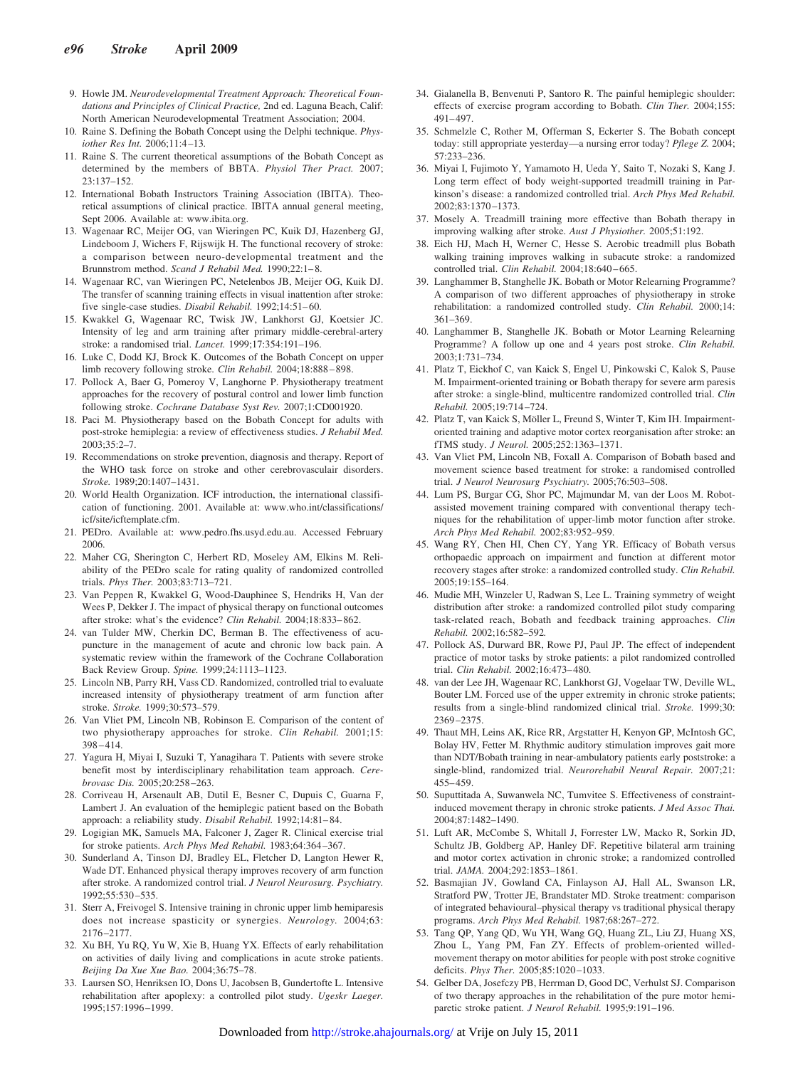9. Howle JM. *Neurodevelopmental Treatment Approach: Theoretical Foundations and Principles of Clinical Practice,* 2nd ed. Laguna Beach, Calif: North American Neurodevelopmental Treatment Association; 2004.
10. Raine S. Defining the Bobath Concept using the Delphi technique. *Physiother Res Int.* 2006;11:4–13.
11. Raine S. The current theoretical assumptions of the Bobath Concept as determined by the members of BBTA. *Physiol Ther Pract.* 2007; 23:137–152.
12. International Bobath Instructors Training Association (IBITA). Theoretical assumptions of clinical practice. IBITA annual general meeting, Sept 2006. Available at: www.ibita.org.
13. Wagenaar RC, Meijer OG, van Wieringen PC, Kuik DJ, Hazenberg GJ, Lindeboom J, Wichers F, Rijswijk H. The functional recovery of stroke: a comparison between neuro-developmental treatment and the Brunnstrom method. *Scand J Rehabil Med.* 1990;22:1–8.
14. Wagenaar RC, van Wieringen PC, Netelenbos JB, Meijer OG, Kuik DJ. The transfer of scanning training effects in visual inattention after stroke: five single-case studies. *Disabil Rehabil.* 1992;14:51–60.
15. Kwakkel G, Wagenaar RC, Twisk JW, Lankhorst GJ, Koetsier JC. Intensity of leg and arm training after primary middle-cerebral-artery stroke: a randomised trial. *Lancet.* 1999;17:354:191–196.
16. Luke C, Dodd KJ, Brock K. Outcomes of the Bobath Concept on upper limb recovery following stroke. *Clin Rehabil.* 2004;18:888–898.
17. Pollock A, Baer G, Pomeroy V, Langhorne P. Physiotherapy treatment approaches for the recovery of postural control and lower limb function following stroke. *Cochrane Database Syst Rev.* 2007;1:CD001920.
18. Paci M. Physiotherapy based on the Bobath Concept for adults with post-stroke hemiplegia: a review of effectiveness studies. *J Rehabil Med.* 2003;35:2–7.
19. Recommendations on stroke prevention, diagnosis and therapy. Report of the WHO task force on stroke and other cerebrovasculair disorders. *Stroke.* 1989;20:1407–1431.
20. World Health Organization. ICF introduction, the international classification of functioning. 2001. Available at: www.who.int/classifications/icf/site/icftemplate.cfm.
21. PEDro. Available at: www.pedro.fhs.usyd.edu.au. Accessed February 2006.
22. Maher CG, Sherington C, Herbert RD, Moseley AM, Elkins M. Reliability of the PEDro scale for rating quality of randomized controlled trials. *Phys Ther.* 2003;83:713–721.
23. Van Peppen R, Kwakkel G, Wood-Dauphinee S, Hendriks H, Van der Wees P, Dekker J. The impact of physical therapy on functional outcomes after stroke: what's the evidence? *Clin Rehabil.* 2004;18:833–862.
24. van Tulder MW, Cherkin DC, Berman B. The effectiveness of acupuncture in the management of acute and chronic low back pain. A systematic review within the framework of the Cochrane Collaboration Back Review Group. *Spine.* 1999;24:1113–1123.
25. Lincoln NB, Parry RH, Vass CD. Randomized, controlled trial to evaluate increased intensity of physiotherapy treatment of arm function after stroke. *Stroke.* 1999;30:573–579.
26. Van Vliet PM, Lincoln NB, Robinson E. Comparison of the content of two physiotherapy approaches for stroke. *Clin Rehabil.* 2001;15: 398–414.
27. Yagura H, Miyai I, Suzuki T, Yanagihara T. Patients with severe stroke benefit most by interdisciplinary rehabilitation team approach. *Cerebrovasc Dis.* 2005;20:258–263.
28. Corriveau H, Arsenault AB, Dutil E, Besner C, Dupuis C, Guarna F, Lambert J. An evaluation of the hemiplegic patient based on the Bobath approach: a reliability study. *Disabil Rehabil.* 1992;14:81–84.
29. Logigian MK, Samuels MA, Falconer J, Zager R. Clinical exercise trial for stroke patients. *Arch Phys Med Rehabil.* 1983;64:364–367.
30. Sunderland A, Tinson DJ, Bradley EL, Fletcher D, Langton Hewer R, Wade DT. Enhanced physical therapy improves recovery of arm function after stroke. A randomized control trial. *J Neurol Neurosurg. Psychiatry.* 1992;55:530–535.
31. Sterr A, Freivogel S. Intensive training in chronic upper limb hemiparesis does not increase spasticity or synergies. *Neurology.* 2004;63: 2176–2177.
32. Xu BH, Yu RQ, Yu W, Xie B, Huang YX. Effects of early rehabilitation on activities of daily living and complications in acute stroke patients. *Beijing Da Xue Xue Bao.* 2004;36:75–78.
33. Laursen SO, Henriksen IO, Dons U, Jacobsen B, Gundertofte L. Intensive rehabilitation after apoplexy: a controlled pilot study. *Ugeskr Laeger.* 1995;157:1996–1999.
34. Gialanella B, Benvenuti P, Santoro R. The painful hemiplegic shoulder: effects of exercise program according to Bobath. *Clin Ther.* 2004;155: 491–497.
35. Schmelzle C, Rother M, Offerman S, Eckerter S. The Bobath concept today: still appropriate yesterday—a nursing error today? *Pflege Z.* 2004; 57:233–236.
36. Miyai I, Fujimoto Y, Yamamoto H, Ueda Y, Saito T, Nozaki S, Kang J. Long term effect of body weight-supported treadmill training in Parkinson's disease: a randomized controlled trial. *Arch Phys Med Rehabil.* 2002;83:1370–1373.
37. Mosely A. Treadmill training more effective than Bobath therapy in improving walking after stroke. *Aust J Physiother.* 2005;51:192.
38. Eich HJ, Mach H, Werner C, Hesse S. Aerobic treadmill plus Bobath walking training improves walking in subacute stroke: a randomized controlled trial. *Clin Rehabil.* 2004;18:640–665.
39. Langhammer B, Stanghelle JK. Bobath or Motor Relearning Programme? A comparison of two different approaches of physiotherapy in stroke rehabilitation: a randomized controlled study. *Clin Rehabil.* 2000;14: 361–369.
40. Langhammer B, Stanghelle JK. Bobath or Motor Learning Relearning Programme? A follow up one and 4 years post stroke. *Clin Rehabil.* 2003;1:731–734.
41. Platz T, Eickhof C, van Kaick S, Engel U, Pinkowski C, Kalok S, Pause M. Impairment-oriented training or Bobath therapy for severe arm paresis after stroke: a single-blind, multicentre randomized controlled trial. *Clin Rehabil.* 2005;19:714–724.
42. Platz T, van Kaick S, Möller L, Freund S, Winter T, Kim IH. Impairment-oriented training and adaptive motor cortex reorganisation after stroke: an fTMS study. *J Neurol.* 2005;252:1363–1371.
43. Van Vliet PM, Lincoln NB, Foxall A. Comparison of Bobath based and movement science based treatment for stroke: a randomised controlled trial. *J Neurol Neurosurg Psychiatry.* 2005;76:503–508.
44. Lum PS, Burgar CG, Shor PC, Majmundar M, van der Loos M. Robot-assisted movement training compared with conventional therapy techniques for the rehabilitation of upper-limb motor function after stroke. *Arch Phys Med Rehabil.* 2002;83:952–959.
45. Wang RY, Chen HI, Chen CY, Yang YR. Efficacy of Bobath versus orthopaedic approach on impairment and function at different motor recovery stages after stroke: a randomized controlled study. *Clin Rehabil.* 2005;19:155–164.
46. Mudie MH, Winzeler U, Radwan S, Lee L. Training symmetry of weight distribution after stroke: a randomized controlled pilot study comparing task-related reach, Bobath and feedback training approaches. *Clin Rehabil.* 2002;16:582–592.
47. Pollock AS, Durward BR, Rowe PJ, Paul JP. The effect of independent practice of motor tasks by stroke patients: a pilot randomized controlled trial. *Clin Rehabil.* 2002;16:473–480.
48. van der Lee JH, Wagenaar RC, Lankhorst GJ, Vogelaar TW, Deville WL, Bouter LM. Forced use of the upper extremity in chronic stroke patients; results from a single-blind randomized clinical trial. *Stroke.* 1999;30: 2369–2375.
49. Thaut MH, Leins AK, Rice RR, Argstatter H, Kenyon GP, McIntosh GC, Bolay HV, Fetter M. Rhythmic auditory stimulation improves gait more than NDT/Bobath training in near-ambulatory patients early poststroke: a single-blind, randomized trial. *Neurorehabil Neural Repair.* 2007;21: 455–459.
50. Suputtitada A, Suwanwela NC, Tumvitee S. Effectiveness of constraint-induced movement therapy in chronic stroke patients. *J Med Assoc Thai.* 2004;87:1482–1490.
51. Luft AR, McCombe S, Whitall J, Forrester LW, Macko R, Sorkin JD, Schultz JB, Goldberg AP, Hanley DF. Repetitive bilateral arm training and motor cortex activation in chronic stroke; a randomized controlled trial. *JAMA.* 2004;292:1853–1861.
52. Basmajian JV, Gowland CA, Finlayson AJ, Hall AL, Swanson LR, Stratford PW, Trotter JE, Brandstater ME. Stroke treatment: comparison of integrated behavioural–physical therapy vs traditional physical therapy programs. *Arch Phys Med Rehabil.* 1987;68:267–272.
53. Tang QP, Yang QD, Wu YH, Wang GQ, Huang ZL, Liu ZJ, Huang XS, Zhou L, Yang PM, Fan ZY. Effects of problem-oriented willed-movement therapy on motor abilities for people with post stroke cognitive deficits. *Phys Ther.* 2005;85:1020–1033.
54. Gelber DA, Josefczy PB, Herrman D, Good DC, Verhulst SJ. Comparison of two therapy approaches in the rehabilitation of the pure motor hemiparetic stroke patient. *J Neurol Rehabil.* 1995;9:191–196.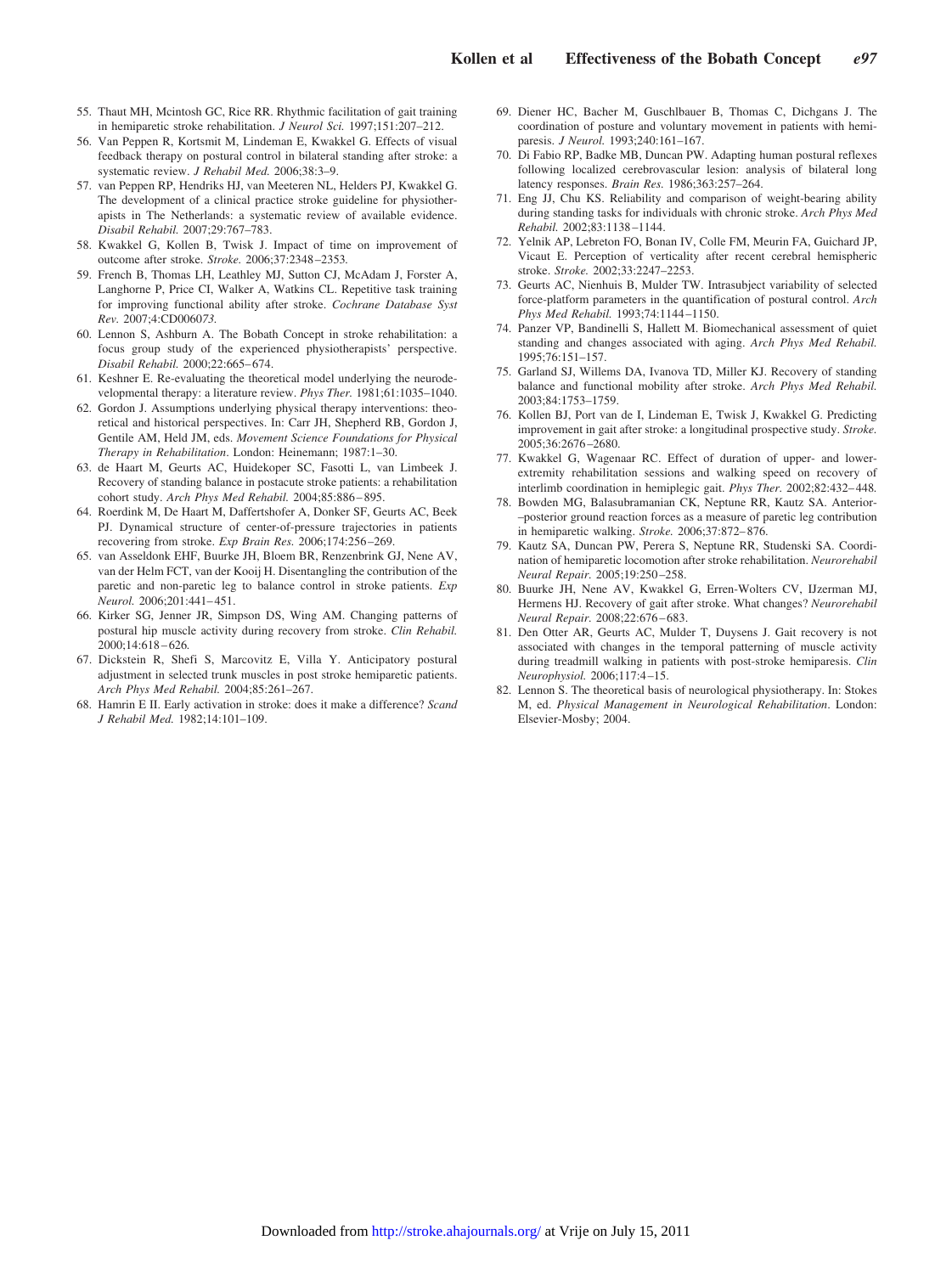55. Thaut MH, Mcintosh GC, Rice RR. Rhythmic facilitation of gait training in hemiparetic stroke rehabilitation. *J Neurol Sci.* 1997;151:207–212.
56. Van Peppen R, Kortsmit M, Lindeman E, Kwakkel G. Effects of visual feedback therapy on postural control in bilateral standing after stroke: a systematic review. *J Rehabil Med.* 2006;38:3–9.
57. van Peppen RP, Hendriks HJ, van Meeteren NL, Helders PJ, Kwakkel G. The development of a clinical practice stroke guideline for physiotherapists in The Netherlands: a systematic review of available evidence. *Disabil Rehabil.* 2007;29:767–783.
58. Kwakkel G, Kollen B, Twisk J. Impact of time on improvement of outcome after stroke. *Stroke.* 2006;37:2348–2353.
59. French B, Thomas LH, Leathley MJ, Sutton CJ, McAdam J, Forster A, Langhorne P, Price CI, Walker A, Watkins CL. Repetitive task training for improving functional ability after stroke. *Cochrane Database Syst Rev.* 2007;4:CD006073.
60. Lennon S, Ashburn A. The Bobath Concept in stroke rehabilitation: a focus group study of the experienced physiotherapists' perspective. *Disabil Rehabil.* 2000;22:665–674.
61. Keshner E. Re-evaluating the theoretical model underlying the neurodevelopmental therapy: a literature review. *Phys Ther.* 1981;61:1035–1040.
62. Gordon J. Assumptions underlying physical therapy interventions: theoretical and historical perspectives. In: Carr JH, Shepherd RB, Gordon J, Gentile AM, Held JM, eds. *Movement Science Foundations for Physical Therapy in Rehabilitation*. London: Heinemann; 1987:1–30.
63. de Haart M, Geurts AC, Huidekoper SC, Fasotti L, van Limbeek J. Recovery of standing balance in postacute stroke patients: a rehabilitation cohort study. *Arch Phys Med Rehabil.* 2004;85:886–895.
64. Roerdink M, De Haart M, Daffertshofer A, Donker SF, Geurts AC, Beek PJ. Dynamical structure of center-of-pressure trajectories in patients recovering from stroke. *Exp Brain Res.* 2006;174:256–269.
65. van Asseldonk EHF, Buurke JH, Bloem BR, Renzenbrink GJ, Nene AV, van der Helm FCT, van der Kooij H. Disentangling the contribution of the paretic and non-paretic leg to balance control in stroke patients. *Exp Neurol.* 2006;201:441–451.
66. Kirker SG, Jenner JR, Simpson DS, Wing AM. Changing patterns of postural hip muscle activity during recovery from stroke. *Clin Rehabil.* 2000;14:618–626.
67. Dickstein R, Shefi S, Marcovitz E, Villa Y. Anticipatory postural adjustment in selected trunk muscles in post stroke hemiparetic patients. *Arch Phys Med Rehabil.* 2004;85:261–267.
68. Hamrin E II. Early activation in stroke: does it make a difference? *Scand J Rehabil Med.* 1982;14:101–109.
69. Diener HC, Bacher M, Guschlbauer B, Thomas C, Dichgans J. The coordination of posture and voluntary movement in patients with hemiparesis. *J Neurol.* 1993;240:161–167.
70. Di Fabio RP, Badke MB, Duncan PW. Adapting human postural reflexes following localized cerebrovascular lesion: analysis of bilateral long latency responses. *Brain Res.* 1986;363:257–264.
71. Eng JJ, Chu KS. Reliability and comparison of weight-bearing ability during standing tasks for individuals with chronic stroke. *Arch Phys Med Rehabil.* 2002;83:1138–1144.
72. Yelnik AP, Lebreton FO, Bonan IV, Colle FM, Meurin FA, Guichard JP, Vicaut E. Perception of verticality after recent cerebral hemispheric stroke. *Stroke.* 2002;33:2247–2253.
73. Geurts AC, Nienhuis B, Mulder TW. Intrasubject variability of selected force-platform parameters in the quantification of postural control. *Arch Phys Med Rehabil.* 1993;74:1144–1150.
74. Panzer VP, Bandinelli S, Hallett M. Biomechanical assessment of quiet standing and changes associated with aging. *Arch Phys Med Rehabil.* 1995;76:151–157.
75. Garland SJ, Willems DA, Ivanova TD, Miller KJ. Recovery of standing balance and functional mobility after stroke. *Arch Phys Med Rehabil.* 2003;84:1753–1759.
76. Kollen BJ, Port van de I, Lindeman E, Twisk J, Kwakkel G. Predicting improvement in gait after stroke: a longitudinal prospective study. *Stroke.* 2005;36:2676–2680.
77. Kwakkel G, Wagenaar RC. Effect of duration of upper- and lower-extremity rehabilitation sessions and walking speed on recovery of interlimb coordination in hemiplegic gait. *Phys Ther.* 2002;82:432–448.
78. Bowden MG, Balasubramanian CK, Neptune RR, Kautz SA. Anterior–posterior ground reaction forces as a measure of paretic leg contribution in hemiparetic walking. *Stroke.* 2006;37:872–876.
79. Kautz SA, Duncan PW, Perera S, Neptune RR, Studenski SA. Coordination of hemiparetic locomotion after stroke rehabilitation. *Neurorehabil Neural Repair.* 2005;19:250–258.
80. Buurke JH, Nene AV, Kwakkel G, Erren-Wolters CV, IJzerman MJ, Hermens HJ. Recovery of gait after stroke. What changes? *Neurorehabil Neural Repair.* 2008;22:676–683.
81. Den Otter AR, Geurts AC, Mulder T, Duysens J. Gait recovery is not associated with changes in the temporal patterning of muscle activity during treadmill walking in patients with post-stroke hemiparesis. *Clin Neurophysiol.* 2006;117:4–15.
82. Lennon S. The theoretical basis of neurological physiotherapy. In: Stokes M, ed. *Physical Management in Neurological Rehabilitation*. London: Elsevier-Mosby; 2004.